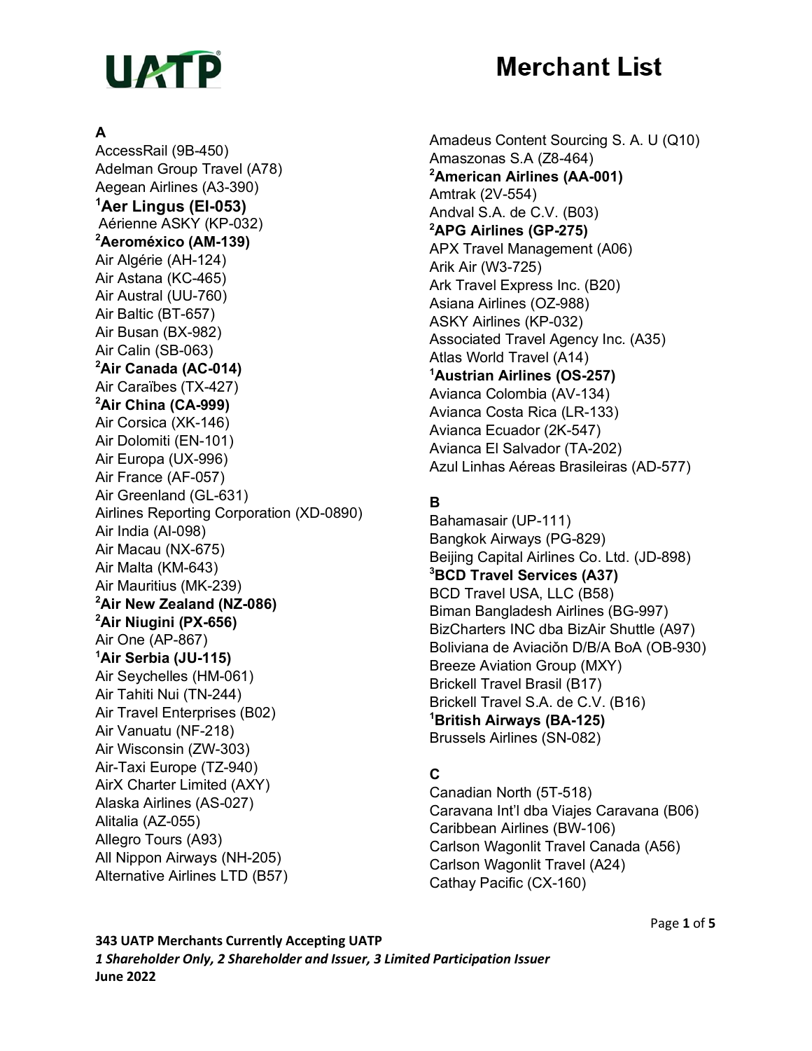# Merchant List

## A

AccessRail (9B-450)
Adelman Group Travel (A78)
Aegean Airlines (A3-390)
[1]**Aer Lingus (EI-053)**
Aérienne ASKY (KP-032)
[2]**Aeroméxico (AM-139)**
Air Algérie (AH-124)
Air Astana (KC-465)
Air Austral (UU-760)
Air Baltic (BT-657)
Air Busan (BX-982)
Air Calin (SB-063)
[2]**Air Canada (AC-014)**
Air Caraïbes (TX-427)
[2]**Air China (CA-999)**
Air Corsica (XK-146)
Air Dolomiti (EN-101)
Air Europa (UX-996)
Air France (AF-057)
Air Greenland (GL-631)
Airlines Reporting Corporation (XD-0890)
Air India (AI-098)
Air Macau (NX-675)
Air Malta (KM-643)
Air Mauritius (MK-239)
[2]**Air New Zealand (NZ-086)**
[2]**Air Niugini (PX-656)**
Air One (AP-867)
[1]**Air Serbia (JU-115)**
Air Seychelles (HM-061)
Air Tahiti Nui (TN-244)
Air Travel Enterprises (B02)
Air Vanuatu (NF-218)
Air Wisconsin (ZW-303)
Air-Taxi Europe (TZ-940)
AirX Charter Limited (AXY)
Alaska Airlines (AS-027)
Alitalia (AZ-055)
Allegro Tours (A93)
All Nippon Airways (NH-205)
Alternative Airlines LTD (B57)
Amadeus Content Sourcing S. A. U (Q10)
Amaszonas S.A (Z8-464)
[2]**American Airlines (AA-001)**
Amtrak (2V-554)
Andval S.A. de C.V. (B03)
[2]**APG Airlines (GP-275)**
APX Travel Management (A06)
Arik Air (W3-725)
Ark Travel Express Inc. (B20)
Asiana Airlines (OZ-988)
ASKY Airlines (KP-032)
Associated Travel Agency Inc. (A35)
Atlas World Travel (A14)
[1]**Austrian Airlines (OS-257)**
Avianca Colombia (AV-134)
Avianca Costa Rica (LR-133)
Avianca Ecuador (2K-547)
Avianca El Salvador (TA-202)
Azul Linhas Aéreas Brasileiras (AD-577)

## B

Bahamasair (UP-111)
Bangkok Airways (PG-829)
Beijing Capital Airlines Co. Ltd. (JD-898)
[3]**BCD Travel Services (A37)**
BCD Travel USA, LLC (B58)
Biman Bangladesh Airlines (BG-997)
BizCharters INC dba BizAir Shuttle (A97)
Boliviana de Aviaciŏn D/B/A BoA (OB-930)
Breeze Aviation Group (MXY)
Brickell Travel Brasil (B17)
Brickell Travel S.A. de C.V. (B16)
[1]**British Airways (BA-125)**
Brussels Airlines (SN-082)

## C

Canadian North (5T-518)
Caravana Int'l dba Viajes Caravana (B06)
Caribbean Airlines (BW-106)
Carlson Wagonlit Travel Canada (A56)
Carlson Wagonlit Travel (A24)
Cathay Pacific (CX-160)

**343 UATP Merchants Currently Accepting UATP**
*1 Shareholder Only, 2 Shareholder and Issuer, 3 Limited Participation Issuer*
**June 2022**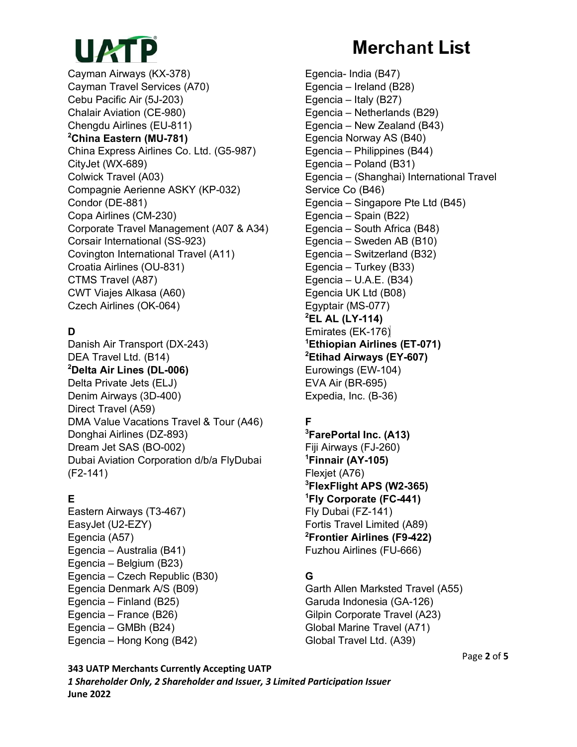# Merchant List

Cayman Airways (KX-378)
Cayman Travel Services (A70)
Cebu Pacific Air (5J-203)
Chalair Aviation (CE-980)
Chengdu Airlines (EU-811)
[2]**China Eastern (MU-781)**
China Express Airlines Co. Ltd. (G5-987)
CityJet (WX-689)
Colwick Travel (A03)
Compagnie Aerienne ASKY (KP-032)
Condor (DE-881)
Copa Airlines (CM-230)
Corporate Travel Management (A07 & A34)
Corsair International (SS-923)
Covington International Travel (A11)
Croatia Airlines (OU-831)
CTMS Travel (A87)
CWT Viajes Alkasa (A60)
Czech Airlines (OK-064)

**D**

Danish Air Transport (DX-243)
DEA Travel Ltd. (B14)
[2]**Delta Air Lines (DL-006)**
Delta Private Jets (ELJ)
Denim Airways (3D-400)
Direct Travel (A59)
DMA Value Vacations Travel & Tour (A46)
Donghai Airlines (DZ-893)
Dream Jet SAS (BO-002)
Dubai Aviation Corporation d/b/a FlyDubai (F2-141)

**E**

Eastern Airways (T3-467)
EasyJet (U2-EZY)
Egencia (A57)
Egencia – Australia (B41)
Egencia – Belgium (B23)
Egencia – Czech Republic (B30)
Egencia Denmark A/S (B09)
Egencia – Finland (B25)
Egencia – France (B26)
Egencia – GMBh (B24)
Egencia – Hong Kong (B42)
Egencia- India (B47)
Egencia – Ireland (B28)
Egencia – Italy (B27)
Egencia – Netherlands (B29)
Egencia – New Zealand (B43)
Egencia Norway AS (B40)
Egencia – Philippines (B44)
Egencia – Poland (B31)
Egencia – (Shanghai) International Travel Service Co (B46)
Egencia – Singapore Pte Ltd (B45)
Egencia – Spain (B22)
Egencia – South Africa (B48)
Egencia – Sweden AB (B10)
Egencia – Switzerland (B32)
Egencia – Turkey (B33)
Egencia – U.A.E. (B34)
Egencia UK Ltd (B08)
Egyptair (MS-077)
[2]**EL AL (LY-114)**
Emirates (EK-176)
[1]**Ethiopian Airlines (ET-071)**
[2]**Etihad Airways (EY-607)**
Eurowings (EW-104)
EVA Air (BR-695)
Expedia, Inc. (B-36)

**F**

[3]**FarePortal Inc. (A13)**
Fiji Airways (FJ-260)
[1]**Finnair (AY-105)**
Flexjet (A76)
[3]**FlexFlight APS (W2-365)**
[1]**Fly Corporate (FC-441)**
Fly Dubai (FZ-141)
Fortis Travel Limited (A89)
[2]**Frontier Airlines (F9-422)**
Fuzhou Airlines (FU-666)

**G**

Garth Allen Marksted Travel (A55)
Garuda Indonesia (GA-126)
Gilpin Corporate Travel (A23)
Global Marine Travel (A71)
Global Travel Ltd. (A39)

**343 UATP Merchants Currently Accepting UATP**
*1 Shareholder Only, 2 Shareholder and Issuer, 3 Limited Participation Issuer*
**June 2022**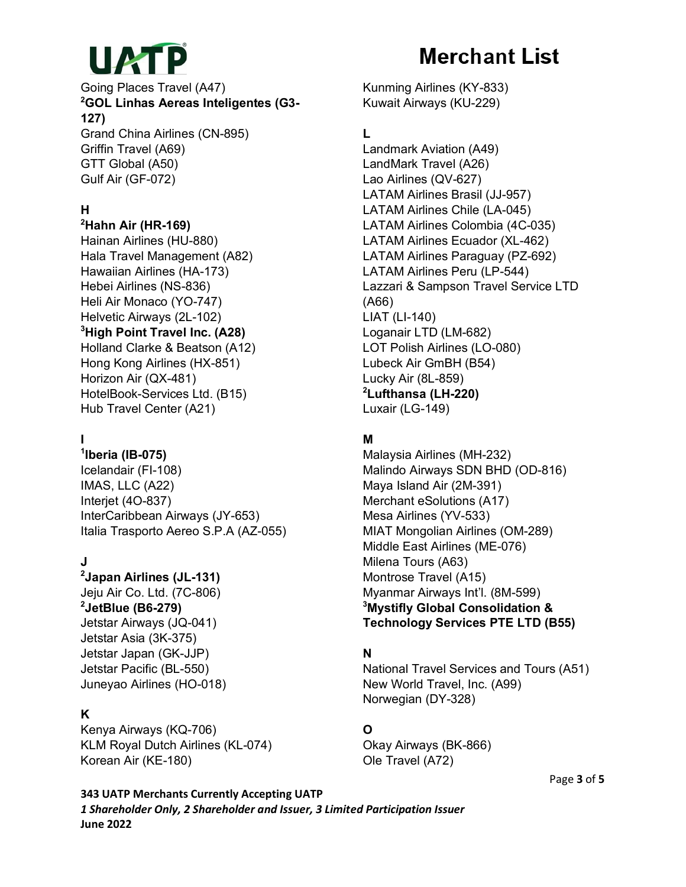Going Places Travel (A47)
**[2]GOL Linhas Aereas Inteligentes (G3-127)**
Grand China Airlines (CN-895)
Griffin Travel (A69)
GTT Global (A50)
Gulf Air (GF-072)

**H**

**[2]Hahn Air (HR-169)**
Hainan Airlines (HU-880)
Hala Travel Management (A82)
Hawaiian Airlines (HA-173)
Hebei Airlines (NS-836)
Heli Air Monaco (YO-747)
Helvetic Airways (2L-102)
**[3]High Point Travel Inc. (A28)**
Holland Clarke & Beatson (A12)
Hong Kong Airlines (HX-851)
Horizon Air (QX-481)
HotelBook-Services Ltd. (B15)
Hub Travel Center (A21)

**I**

**[1]Iberia (IB-075)**
Icelandair (FI-108)
IMAS, LLC (A22)
Interjet (4O-837)
InterCaribbean Airways (JY-653)
Italia Trasporto Aereo S.P.A (AZ-055)

**J**

**[2]Japan Airlines (JL-131)**
Jeju Air Co. Ltd. (7C-806)
**[2]JetBlue (B6-279)**
Jetstar Airways (JQ-041)
Jetstar Asia (3K-375)
Jetstar Japan (GK-JJP)
Jetstar Pacific (BL-550)
Juneyao Airlines (HO-018)

**K**

Kenya Airways (KQ-706)
KLM Royal Dutch Airlines (KL-074)
Korean Air (KE-180)
Kunming Airlines (KY-833)
Kuwait Airways (KU-229)

**L**

Landmark Aviation (A49)
LandMark Travel (A26)
Lao Airlines (QV-627)
LATAM Airlines Brasil (JJ-957)
LATAM Airlines Chile (LA-045)
LATAM Airlines Colombia (4C-035)
LATAM Airlines Ecuador (XL-462)
LATAM Airlines Paraguay (PZ-692)
LATAM Airlines Peru (LP-544)
Lazzari & Sampson Travel Service LTD (A66)
LIAT (LI-140)
Loganair LTD (LM-682)
LOT Polish Airlines (LO-080)
Lubeck Air GmBH (B54)
Lucky Air (8L-859)
**[2]Lufthansa (LH-220)**
Luxair (LG-149)

**M**

Malaysia Airlines (MH-232)
Malindo Airways SDN BHD (OD-816)
Maya Island Air (2M-391)
Merchant eSolutions (A17)
Mesa Airlines (YV-533)
MIAT Mongolian Airlines (OM-289)
Middle East Airlines (ME-076)
Milena Tours (A63)
Montrose Travel (A15)
Myanmar Airways Int'l. (8M-599)
**[3]Mystifly Global Consolidation & Technology Services PTE LTD (B55)**

**N**

National Travel Services and Tours (A51)
New World Travel, Inc. (A99)
Norwegian (DY-328)

**O**

Okay Airways (BK-866)
Ole Travel (A72)

**343 UATP Merchants Currently Accepting UATP**
***1 Shareholder Only, 2 Shareholder and Issuer, 3 Limited Participation Issuer***
**June 2022**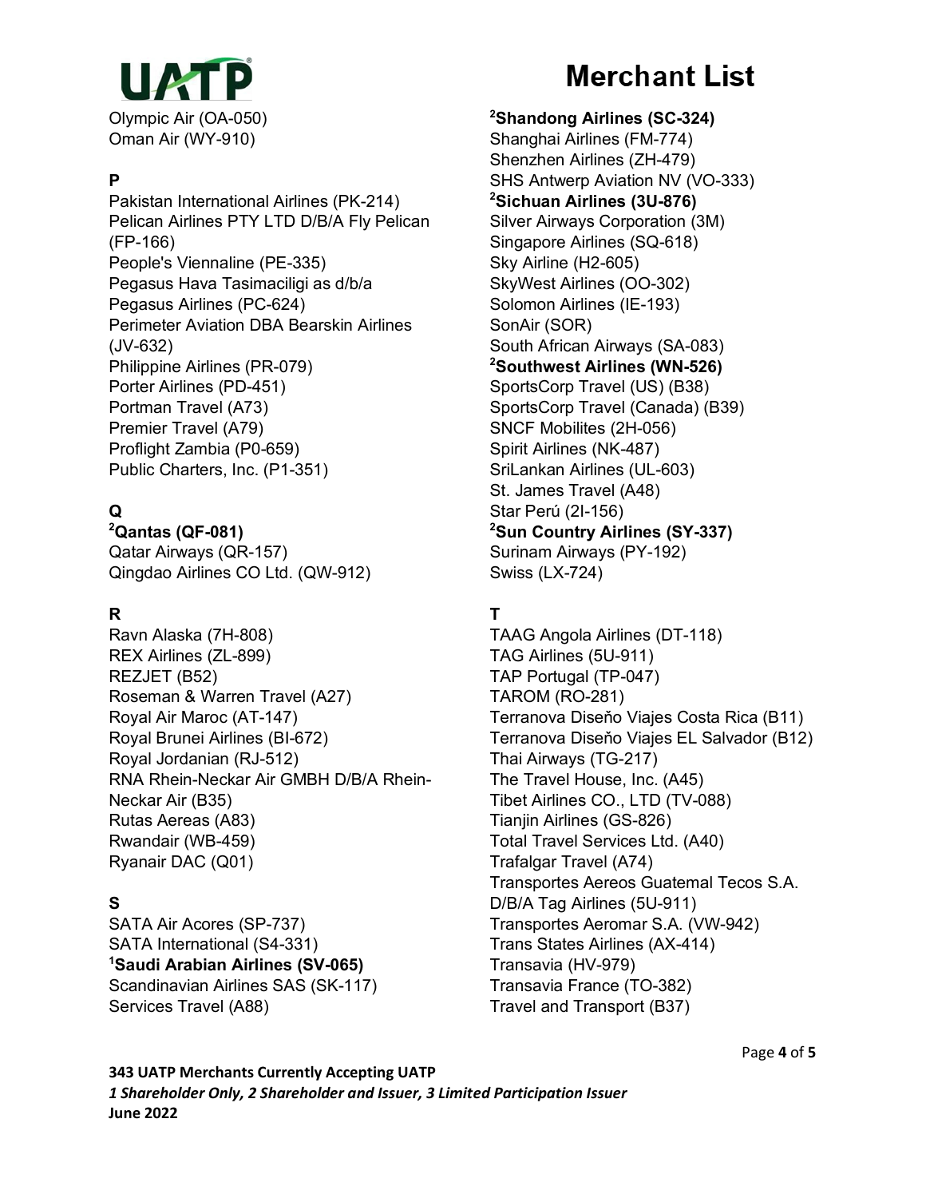# Merchant List

Olympic Air (OA-050)
Oman Air (WY-910)

**P**

Pakistan International Airlines (PK-214)
Pelican Airlines PTY LTD D/B/A Fly Pelican (FP-166)
People's Viennaline (PE-335)
Pegasus Hava Tasimaciligi as d/b/a Pegasus Airlines (PC-624)
Perimeter Aviation DBA Bearskin Airlines (JV-632)
Philippine Airlines (PR-079)
Porter Airlines (PD-451)
Portman Travel (A73)
Premier Travel (A79)
Proflight Zambia (P0-659)
Public Charters, Inc. (P1-351)

**Q**

[2]**Qantas (QF-081)**
Qatar Airways (QR-157)
Qingdao Airlines CO Ltd. (QW-912)

**R**

Ravn Alaska (7H-808)
REX Airlines (ZL-899)
REZJET (B52)
Roseman & Warren Travel (A27)
Royal Air Maroc (AT-147)
Royal Brunei Airlines (BI-672)
Royal Jordanian (RJ-512)
RNA Rhein-Neckar Air GMBH D/B/A Rhein-Neckar Air (B35)
Rutas Aereas (A83)
Rwandair (WB-459)
Ryanair DAC (Q01)

**S**

SATA Air Acores (SP-737)
SATA International (S4-331)
[1]**Saudi Arabian Airlines (SV-065)**
Scandinavian Airlines SAS (SK-117)
Services Travel (A88)
[2]**Shandong Airlines (SC-324)**
Shanghai Airlines (FM-774)
Shenzhen Airlines (ZH-479)
SHS Antwerp Aviation NV (VO-333)
[2]**Sichuan Airlines (3U-876)**
Silver Airways Corporation (3M)
Singapore Airlines (SQ-618)
Sky Airline (H2-605)
SkyWest Airlines (OO-302)
Solomon Airlines (IE-193)
SonAir (SOR)
South African Airways (SA-083)
[2]**Southwest Airlines (WN-526)**
SportsCorp Travel (US) (B38)
SportsCorp Travel (Canada) (B39)
SNCF Mobilites (2H-056)
Spirit Airlines (NK-487)
SriLankan Airlines (UL-603)
St. James Travel (A48)
Star Perú (2I-156)
[2]**Sun Country Airlines (SY-337)**
Surinam Airways (PY-192)
Swiss (LX-724)

**T**

TAAG Angola Airlines (DT-118)
TAG Airlines (5U-911)
TAP Portugal (TP-047)
TAROM (RO-281)
Terranova Diseňo Viajes Costa Rica (B11)
Terranova Diseňo Viajes EL Salvador (B12)
Thai Airways (TG-217)
The Travel House, Inc. (A45)
Tibet Airlines CO., LTD (TV-088)
Tianjin Airlines (GS-826)
Total Travel Services Ltd. (A40)
Trafalgar Travel (A74)
Transportes Aereos Guatemal Tecos S.A. D/B/A Tag Airlines (5U-911)
Transportes Aeromar S.A. (VW-942)
Trans States Airlines (AX-414)
Transavia (HV-979)
Transavia France (TO-382)
Travel and Transport (B37)

**343 UATP Merchants Currently Accepting UATP**
***1 Shareholder Only, 2 Shareholder and Issuer, 3 Limited Participation Issuer***
**June 2022**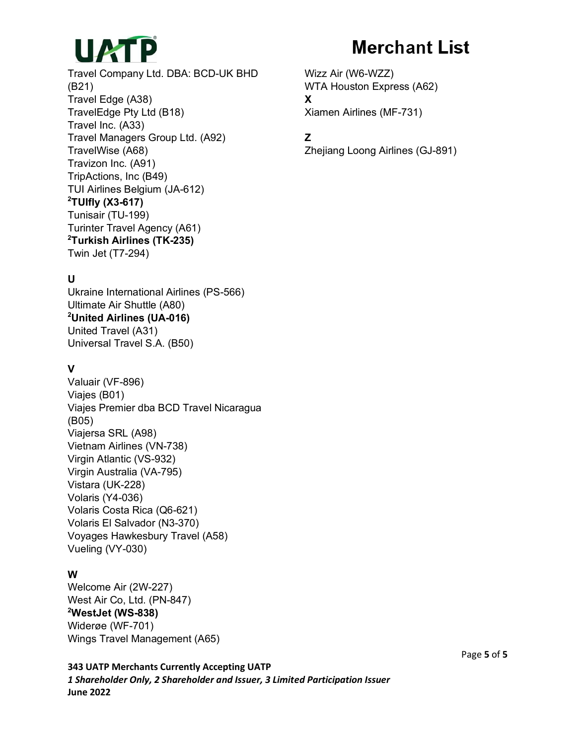Travel Company Ltd. DBA: BCD-UK BHD (B21)
Travel Edge (A38)
TravelEdge Pty Ltd (B18)
Travel Inc. (A33)
Travel Managers Group Ltd. (A92)
TravelWise (A68)
Travizon Inc. (A91)
TripActions, Inc (B49)
TUI Airlines Belgium (JA-612)
[2]**TUIfly (X3-617)**
Tunisair (TU-199)
Turinter Travel Agency (A61)
[2]**Turkish Airlines (TK-235)**
Twin Jet (T7-294)

**U**

Ukraine International Airlines (PS-566)
Ultimate Air Shuttle (A80)
[2]**United Airlines (UA-016)**
United Travel (A31)
Universal Travel S.A. (B50)

**V**

Valuair (VF-896)
Viajes (B01)
Viajes Premier dba BCD Travel Nicaragua (B05)
Viajersa SRL (A98)
Vietnam Airlines (VN-738)
Virgin Atlantic (VS-932)
Virgin Australia (VA-795)
Vistara (UK-228)
Volaris (Y4-036)
Volaris Costa Rica (Q6-621)
Volaris El Salvador (N3-370)
Voyages Hawkesbury Travel (A58)
Vueling (VY-030)

**W**

Welcome Air (2W-227)
West Air Co, Ltd. (PN-847)
[2]**WestJet (WS-838)**
Widerøe (WF-701)
Wings Travel Management (A65)
Wizz Air (W6-WZZ)
WTA Houston Express (A62)

**X**

Xiamen Airlines (MF-731)

**Z**

Zhejiang Loong Airlines (GJ-891)

**343 UATP Merchants Currently Accepting UATP**
***1 Shareholder Only, 2 Shareholder and Issuer, 3 Limited Participation Issuer***
**June 2022**